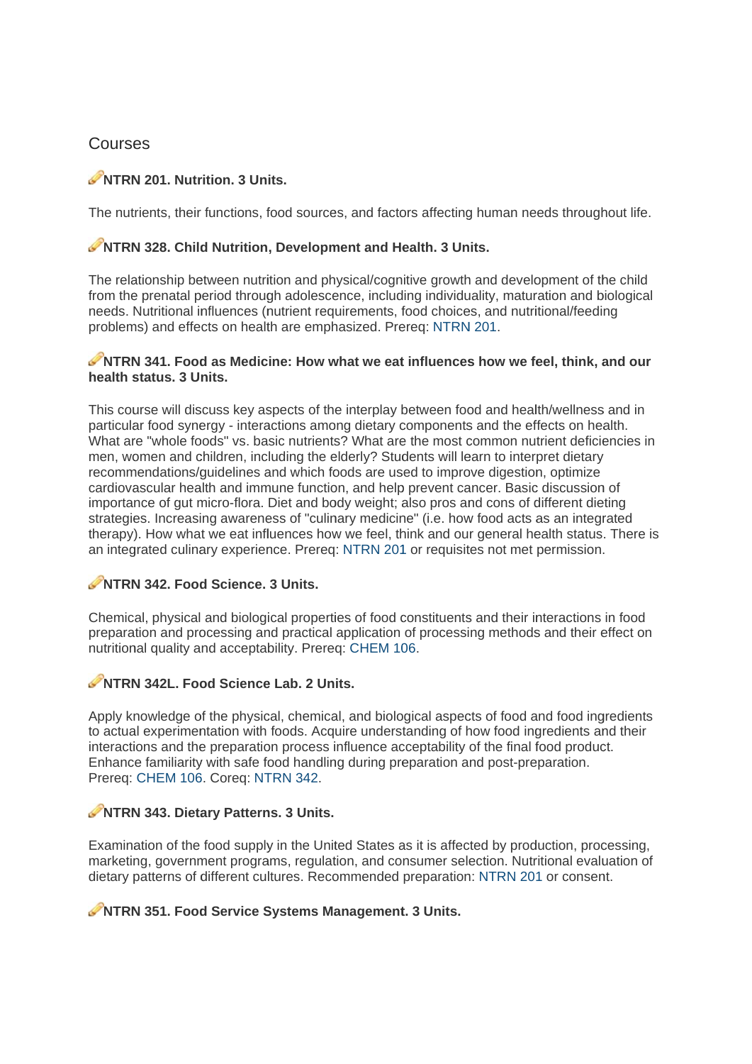## Courses

### NTRN 201. Nutrition. 3 Units.

The nutrients, their functions, food sources, and factors affecting human needs throughout life.

### NTRN 328. Child Nutrition, Development and Health. 3 Units.

The relationship between nutrition and physical/cognitive growth and development of the child from the prenatal period through adolescence, including individuality, maturation and biological needs. Nutritional influences (nutrient requirements, food choices, and nutritional/feeding problems) and effects on health are emphasized. Prereq: NTRN 201.

### NTRN 341. Food as Medicine: How what we eat influences how we feel, think, and our health status. 3 Units.

This course will discuss key aspects of the interplay between food and health/wellness and in particular food synergy - interactions among dietary components and the effects on health. What are "whole foods" vs. basic nutrients? What are the most common nutrient deficiencies in men, women and children, including the elderly? Students will learn to interpret dietary recommendations/guidelines and which foods are used to improve digestion, optimize cardiovascular health and immune function, and help prevent cancer. Basic discussion of importance of gut micro-flora. Diet and body weight; also pros and cons of different dieting strategies. Increasing awareness of "culinary medicine" (i.e. how food acts as an integrated therapy). How what we eat influences how we feel, think and our general health status. There is an integrated culinary experience. Prereq: NTRN 201 or requisites not met permission.

### NTRN 342. Food Science. 3 Units.

Chemical, physical and biological properties of food constituents and their interactions in food preparation and processing and practical application of processing methods and their effect on nutritional quality and acceptability. Prereq: CHEM 106.

### NTRN 342L. Food Science Lab. 2 Units.

Apply knowledge of the physical, chemical, and biological aspects of food and food ingredients to actual experimentation with foods. Acquire understanding of how food ingredients and their interactions and the preparation process influence acceptability of the final food product. Enhance familiarity with safe food handling during preparation and post-preparation. Prereq: CHEM 106. Coreq: NTRN 342.

### NTRN 343. Dietary Patterns. 3 Units.

Examination of the food supply in the United States as it is affected by production, processing, marketing, government programs, regulation, and consumer selection. Nutritional evaluation of dietary patterns of different cultures. Recommended preparation: NTRN 201 or consent.

### NTRN 351. Food Service Systems Management. 3 Units.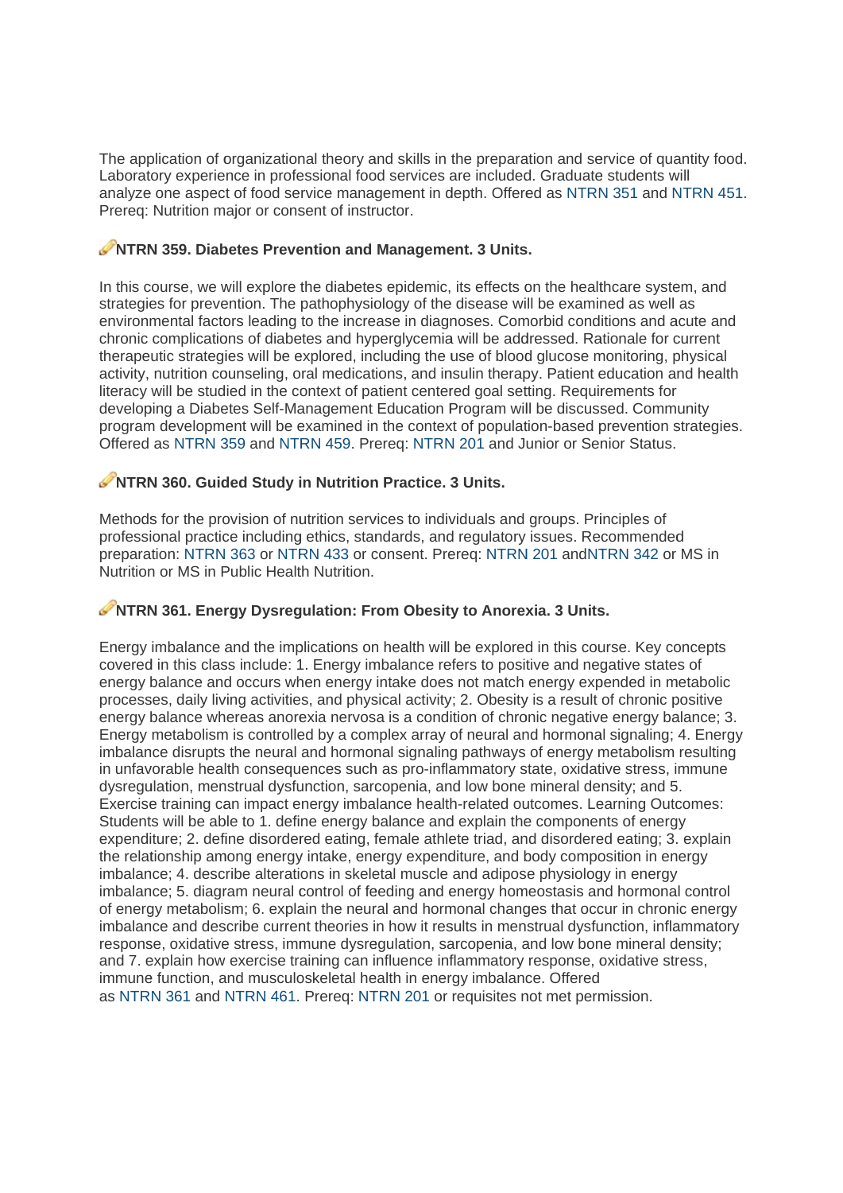The application of organizational theory and skills in the preparation and service of quantity food. Laboratory experience in professional food services are included. Graduate students will analyze one aspect of food service management in depth. Offered as NTRN 351 and NTRN 451. Prereq: Nutrition major or consent of instructor.

### NTRN 359. Diabetes Prevention and Management. 3 Units.

In this course, we will explore the diabetes epidemic, its effects on the healthcare system, and strategies for prevention. The pathophysiology of the disease will be examined as well as environmental factors leading to the increase in diagnoses. Comorbid conditions and acute and chronic complications of diabetes and hyperglycemia will be addressed. Rationale for current therapeutic strategies will be explored, including the use of blood glucose monitoring, physical activity, nutrition counseling, oral medications, and insulin therapy. Patient education and health literacy will be studied in the context of patient centered goal setting. Requirements for developing a Diabetes Self-Management Education Program will be discussed. Community program development will be examined in the context of population-based prevention strategies. Offered as NTRN 359 and NTRN 459. Prereq: NTRN 201 and Junior or Senior Status.

### NTRN 360. Guided Study in Nutrition Practice. 3 Units.

Methods for the provision of nutrition services to individuals and groups. Principles of professional practice including ethics, standards, and regulatory issues. Recommended preparation: NTRN 363 or NTRN 433 or consent. Prereq: NTRN 201 andNTRN 342 or MS in Nutrition or MS in Public Health Nutrition.

### NTRN 361. Energy Dysregulation: From Obesity to Anorexia. 3 Units.

Energy imbalance and the implications on health will be explored in this course. Key concepts covered in this class include: 1. Energy imbalance refers to positive and negative states of energy balance and occurs when energy intake does not match energy expended in metabolic processes, daily living activities, and physical activity; 2. Obesity is a result of chronic positive energy balance whereas anorexia nervosa is a condition of chronic negative energy balance; 3. Energy metabolism is controlled by a complex array of neural and hormonal signaling; 4. Energy imbalance disrupts the neural and hormonal signaling pathways of energy metabolism resulting in unfavorable health consequences such as pro-inflammatory state, oxidative stress, immune dysregulation, menstrual dysfunction, sarcopenia, and low bone mineral density; and 5. Exercise training can impact energy imbalance health-related outcomes. Learning Outcomes: Students will be able to 1. define energy balance and explain the components of energy expenditure; 2. define disordered eating, female athlete triad, and disordered eating; 3. explain the relationship among energy intake, energy expenditure, and body composition in energy imbalance; 4. describe alterations in skeletal muscle and adipose physiology in energy imbalance; 5. diagram neural control of feeding and energy homeostasis and hormonal control of energy metabolism; 6. explain the neural and hormonal changes that occur in chronic energy imbalance and describe current theories in how it results in menstrual dysfunction, inflammatory response, oxidative stress, immune dysregulation, sarcopenia, and low bone mineral density; and 7. explain how exercise training can influence inflammatory response, oxidative stress, immune function, and musculoskeletal health in energy imbalance. Offered as NTRN 361 and NTRN 461. Prereq: NTRN 201 or requisites not met permission.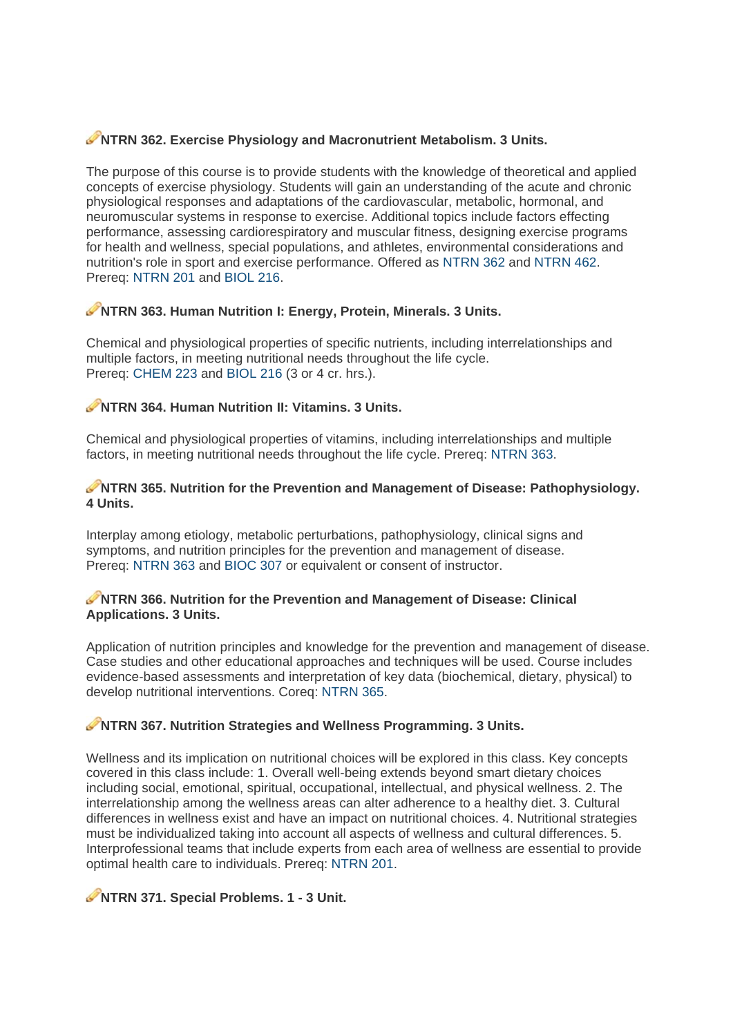### NTRN 362. Exercise Physiology and Macronutrient Metabolism. 3 Units.

The purpose of this course is to provide students with the knowledge of theoretical and applied concepts of exercise physiology. Students will gain an understanding of the acute and chronic physiological responses and adaptations of the cardiovascular, metabolic, hormonal, and neuromuscular systems in response to exercise. Additional topics include factors effecting performance, assessing cardiorespiratory and muscular fitness, designing exercise programs for health and wellness, special populations, and athletes, environmental considerations and nutrition's role in sport and exercise performance. Offered as NTRN 362 and NTRN 462.
Prereq: NTRN 201 and BIOL 216.

### NTRN 363. Human Nutrition I: Energy, Protein, Minerals. 3 Units.

Chemical and physiological properties of specific nutrients, including interrelationships and multiple factors, in meeting nutritional needs throughout the life cycle.
Prereq: CHEM 223 and BIOL 216 (3 or 4 cr. hrs.).

### NTRN 364. Human Nutrition II: Vitamins. 3 Units.

Chemical and physiological properties of vitamins, including interrelationships and multiple factors, in meeting nutritional needs throughout the life cycle. Prereq: NTRN 363.

### NTRN 365. Nutrition for the Prevention and Management of Disease: Pathophysiology. 4 Units.

Interplay among etiology, metabolic perturbations, pathophysiology, clinical signs and symptoms, and nutrition principles for the prevention and management of disease.
Prereq: NTRN 363 and BIOC 307 or equivalent or consent of instructor.

### NTRN 366. Nutrition for the Prevention and Management of Disease: Clinical Applications. 3 Units.

Application of nutrition principles and knowledge for the prevention and management of disease. Case studies and other educational approaches and techniques will be used. Course includes evidence-based assessments and interpretation of key data (biochemical, dietary, physical) to develop nutritional interventions. Coreq: NTRN 365.

### NTRN 367. Nutrition Strategies and Wellness Programming. 3 Units.

Wellness and its implication on nutritional choices will be explored in this class. Key concepts covered in this class include: 1. Overall well-being extends beyond smart dietary choices including social, emotional, spiritual, occupational, intellectual, and physical wellness. 2. The interrelationship among the wellness areas can alter adherence to a healthy diet. 3. Cultural differences in wellness exist and have an impact on nutritional choices. 4. Nutritional strategies must be individualized taking into account all aspects of wellness and cultural differences. 5. Interprofessional teams that include experts from each area of wellness are essential to provide optimal health care to individuals. Prereq: NTRN 201.

### NTRN 371. Special Problems. 1 - 3 Unit.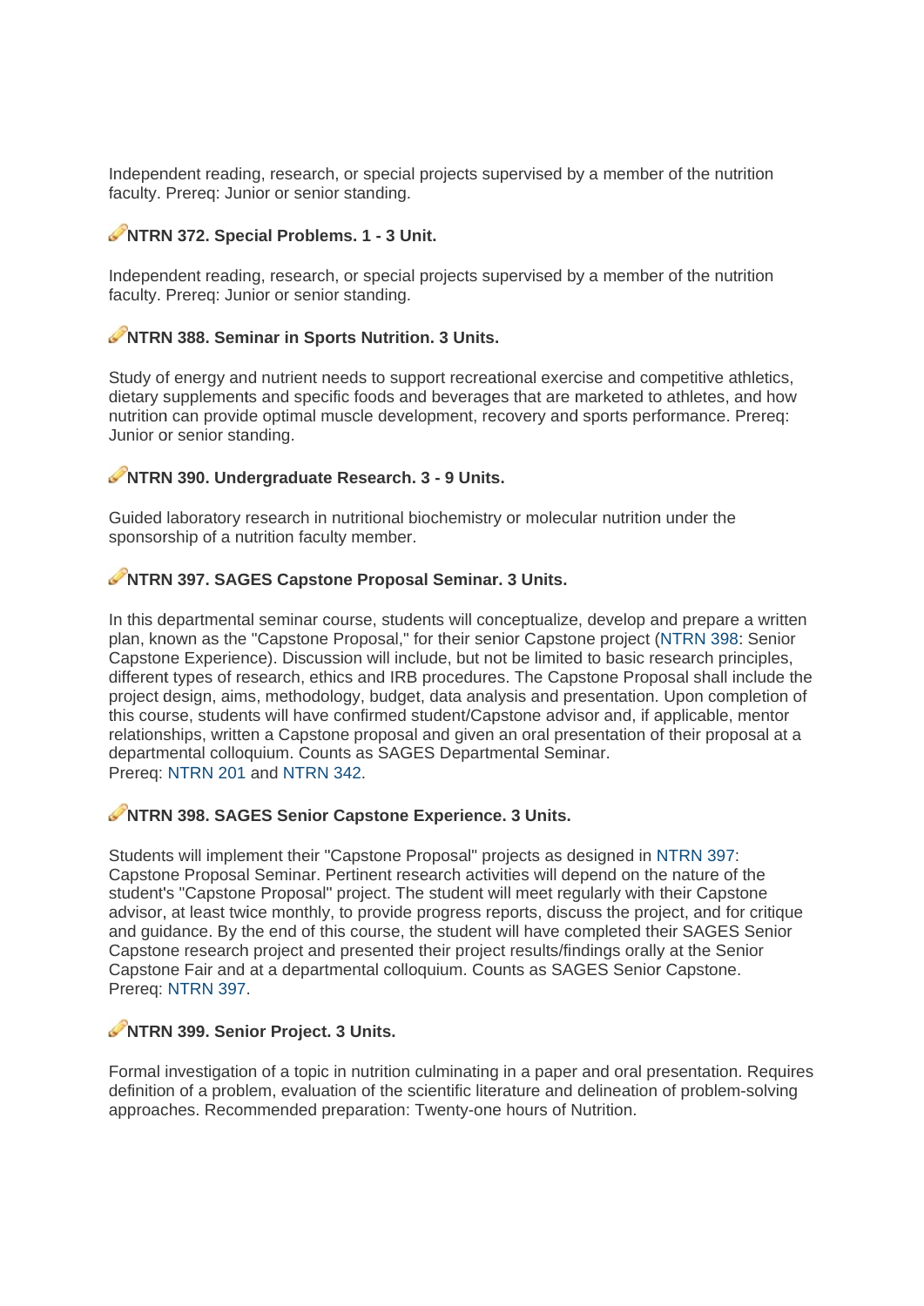Independent reading, research, or special projects supervised by a member of the nutrition faculty. Prereq: Junior or senior standing.

### NTRN 372. Special Problems. 1 - 3 Unit.

Independent reading, research, or special projects supervised by a member of the nutrition faculty. Prereq: Junior or senior standing.

### NTRN 388. Seminar in Sports Nutrition. 3 Units.

Study of energy and nutrient needs to support recreational exercise and competitive athletics, dietary supplements and specific foods and beverages that are marketed to athletes, and how nutrition can provide optimal muscle development, recovery and sports performance. Prereq: Junior or senior standing.

### NTRN 390. Undergraduate Research. 3 - 9 Units.

Guided laboratory research in nutritional biochemistry or molecular nutrition under the sponsorship of a nutrition faculty member.

### NTRN 397. SAGES Capstone Proposal Seminar. 3 Units.

In this departmental seminar course, students will conceptualize, develop and prepare a written plan, known as the "Capstone Proposal," for their senior Capstone project (NTRN 398: Senior Capstone Experience). Discussion will include, but not be limited to basic research principles, different types of research, ethics and IRB procedures. The Capstone Proposal shall include the project design, aims, methodology, budget, data analysis and presentation. Upon completion of this course, students will have confirmed student/Capstone advisor and, if applicable, mentor relationships, written a Capstone proposal and given an oral presentation of their proposal at a departmental colloquium. Counts as SAGES Departmental Seminar.
Prereq: NTRN 201 and NTRN 342.

### NTRN 398. SAGES Senior Capstone Experience. 3 Units.

Students will implement their "Capstone Proposal" projects as designed in NTRN 397: Capstone Proposal Seminar. Pertinent research activities will depend on the nature of the student's "Capstone Proposal" project. The student will meet regularly with their Capstone advisor, at least twice monthly, to provide progress reports, discuss the project, and for critique and guidance. By the end of this course, the student will have completed their SAGES Senior Capstone research project and presented their project results/findings orally at the Senior Capstone Fair and at a departmental colloquium. Counts as SAGES Senior Capstone.
Prereq: NTRN 397.

### NTRN 399. Senior Project. 3 Units.

Formal investigation of a topic in nutrition culminating in a paper and oral presentation. Requires definition of a problem, evaluation of the scientific literature and delineation of problem-solving approaches. Recommended preparation: Twenty-one hours of Nutrition.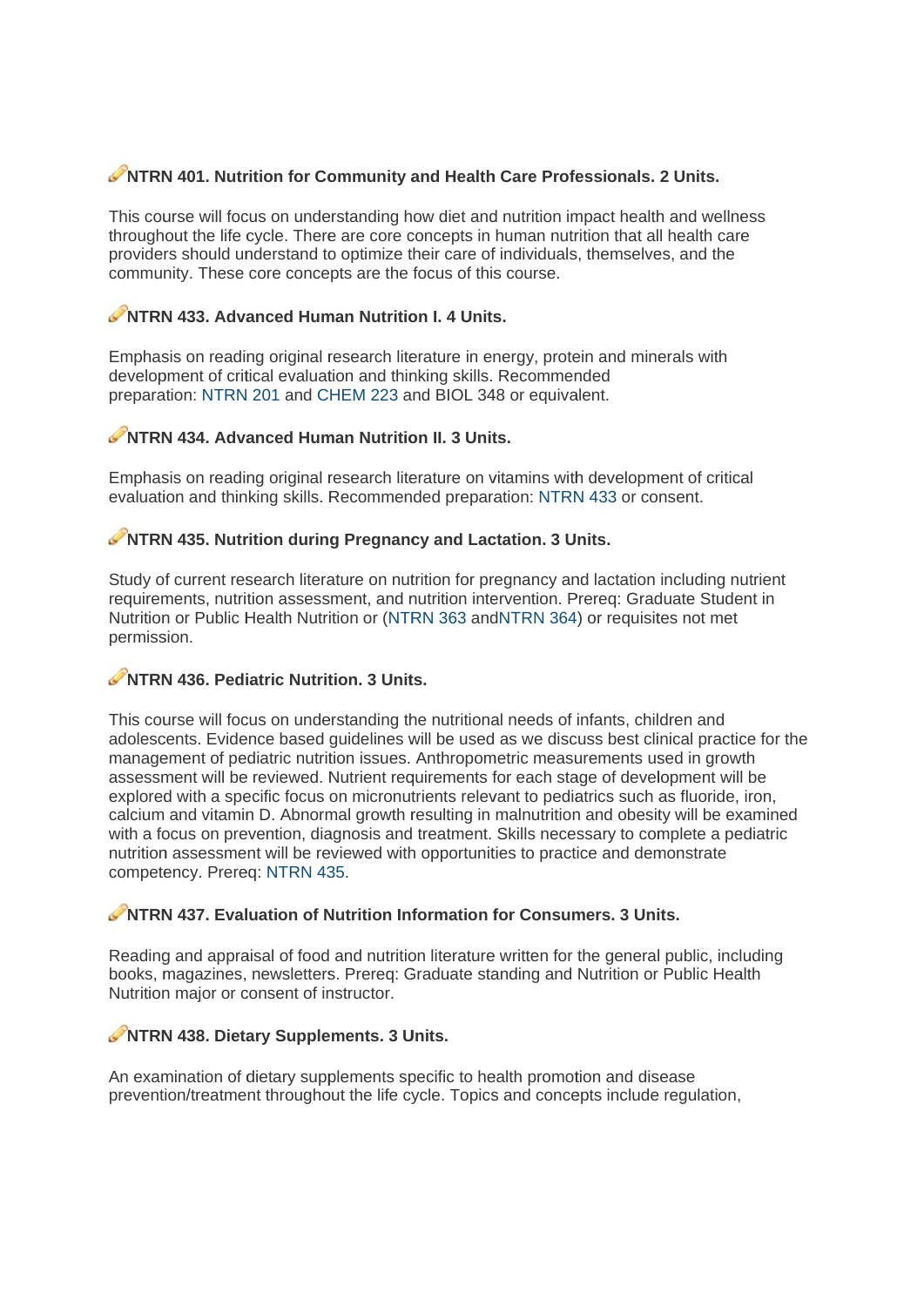### NTRN 401. Nutrition for Community and Health Care Professionals. 2 Units.

This course will focus on understanding how diet and nutrition impact health and wellness throughout the life cycle. There are core concepts in human nutrition that all health care providers should understand to optimize their care of individuals, themselves, and the community. These core concepts are the focus of this course.

### NTRN 433. Advanced Human Nutrition I. 4 Units.

Emphasis on reading original research literature in energy, protein and minerals with development of critical evaluation and thinking skills. Recommended preparation: NTRN 201 and CHEM 223 and BIOL 348 or equivalent.

### NTRN 434. Advanced Human Nutrition II. 3 Units.

Emphasis on reading original research literature on vitamins with development of critical evaluation and thinking skills. Recommended preparation: NTRN 433 or consent.

### NTRN 435. Nutrition during Pregnancy and Lactation. 3 Units.

Study of current research literature on nutrition for pregnancy and lactation including nutrient requirements, nutrition assessment, and nutrition intervention. Prereq: Graduate Student in Nutrition or Public Health Nutrition or (NTRN 363 andNTRN 364) or requisites not met permission.

### NTRN 436. Pediatric Nutrition. 3 Units.

This course will focus on understanding the nutritional needs of infants, children and adolescents. Evidence based guidelines will be used as we discuss best clinical practice for the management of pediatric nutrition issues. Anthropometric measurements used in growth assessment will be reviewed. Nutrient requirements for each stage of development will be explored with a specific focus on micronutrients relevant to pediatrics such as fluoride, iron, calcium and vitamin D. Abnormal growth resulting in malnutrition and obesity will be examined with a focus on prevention, diagnosis and treatment. Skills necessary to complete a pediatric nutrition assessment will be reviewed with opportunities to practice and demonstrate competency. Prereq: NTRN 435.

### NTRN 437. Evaluation of Nutrition Information for Consumers. 3 Units.

Reading and appraisal of food and nutrition literature written for the general public, including books, magazines, newsletters. Prereq: Graduate standing and Nutrition or Public Health Nutrition major or consent of instructor.

### NTRN 438. Dietary Supplements. 3 Units.

An examination of dietary supplements specific to health promotion and disease prevention/treatment throughout the life cycle. Topics and concepts include regulation,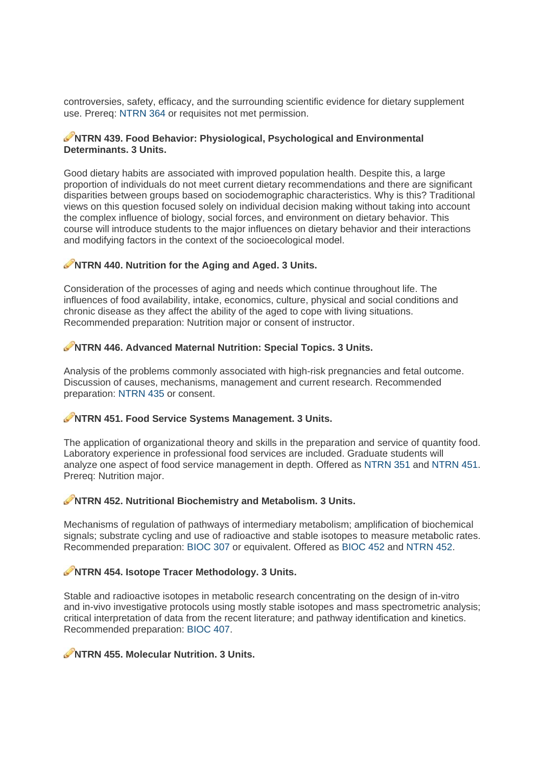controversies, safety, efficacy, and the surrounding scientific evidence for dietary supplement use. Prereq: NTRN 364 or requisites not met permission.

### NTRN 439. Food Behavior: Physiological, Psychological and Environmental Determinants. 3 Units.

Good dietary habits are associated with improved population health. Despite this, a large proportion of individuals do not meet current dietary recommendations and there are significant disparities between groups based on sociodemographic characteristics. Why is this? Traditional views on this question focused solely on individual decision making without taking into account the complex influence of biology, social forces, and environment on dietary behavior. This course will introduce students to the major influences on dietary behavior and their interactions and modifying factors in the context of the socioecological model.

### NTRN 440. Nutrition for the Aging and Aged. 3 Units.

Consideration of the processes of aging and needs which continue throughout life. The influences of food availability, intake, economics, culture, physical and social conditions and chronic disease as they affect the ability of the aged to cope with living situations. Recommended preparation: Nutrition major or consent of instructor.

### NTRN 446. Advanced Maternal Nutrition: Special Topics. 3 Units.

Analysis of the problems commonly associated with high-risk pregnancies and fetal outcome. Discussion of causes, mechanisms, management and current research. Recommended preparation: NTRN 435 or consent.

### NTRN 451. Food Service Systems Management. 3 Units.

The application of organizational theory and skills in the preparation and service of quantity food. Laboratory experience in professional food services are included. Graduate students will analyze one aspect of food service management in depth. Offered as NTRN 351 and NTRN 451. Prereq: Nutrition major.

### NTRN 452. Nutritional Biochemistry and Metabolism. 3 Units.

Mechanisms of regulation of pathways of intermediary metabolism; amplification of biochemical signals; substrate cycling and use of radioactive and stable isotopes to measure metabolic rates. Recommended preparation: BIOC 307 or equivalent. Offered as BIOC 452 and NTRN 452.

### NTRN 454. Isotope Tracer Methodology. 3 Units.

Stable and radioactive isotopes in metabolic research concentrating on the design of in-vitro and in-vivo investigative protocols using mostly stable isotopes and mass spectrometric analysis; critical interpretation of data from the recent literature; and pathway identification and kinetics. Recommended preparation: BIOC 407.

### NTRN 455. Molecular Nutrition. 3 Units.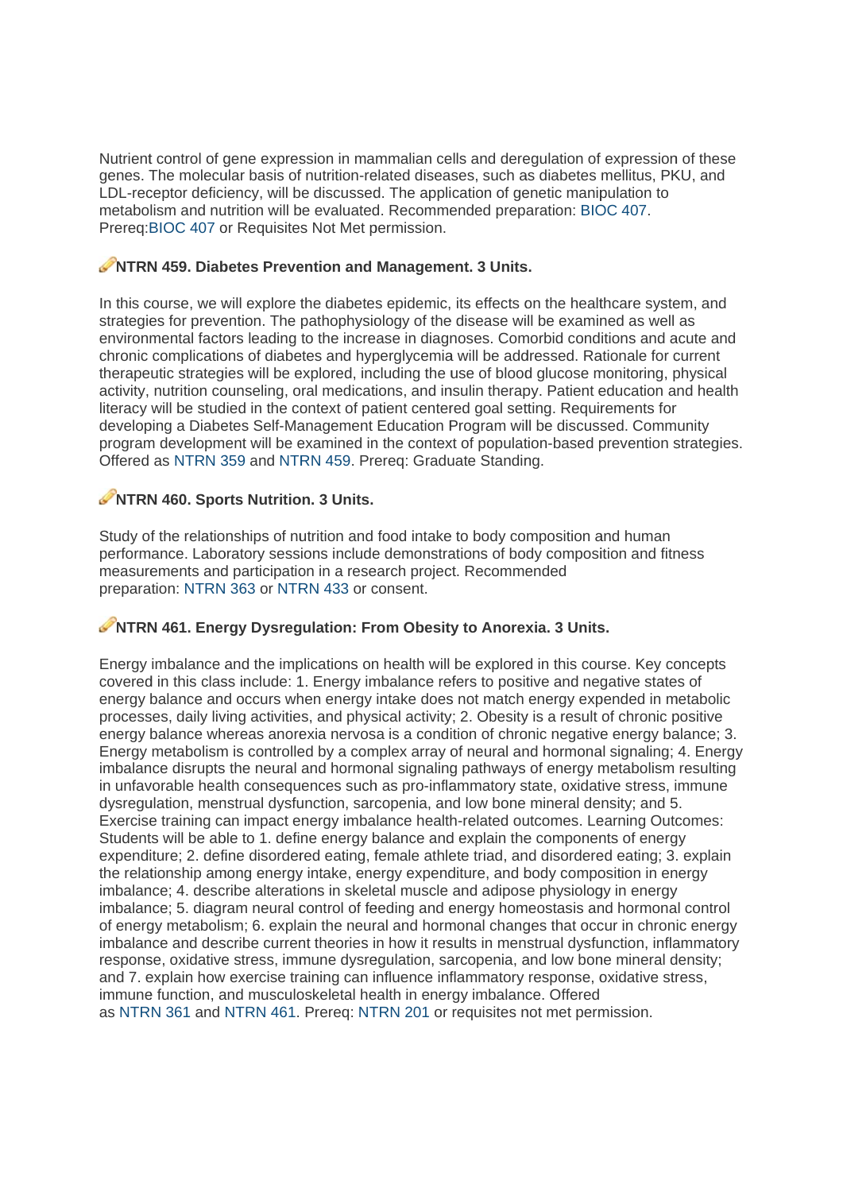Nutrient control of gene expression in mammalian cells and deregulation of expression of these genes. The molecular basis of nutrition-related diseases, such as diabetes mellitus, PKU, and LDL-receptor deficiency, will be discussed. The application of genetic manipulation to metabolism and nutrition will be evaluated. Recommended preparation: BIOC 407. Prereq:BIOC 407 or Requisites Not Met permission.

### NTRN 459. Diabetes Prevention and Management. 3 Units.

In this course, we will explore the diabetes epidemic, its effects on the healthcare system, and strategies for prevention. The pathophysiology of the disease will be examined as well as environmental factors leading to the increase in diagnoses. Comorbid conditions and acute and chronic complications of diabetes and hyperglycemia will be addressed. Rationale for current therapeutic strategies will be explored, including the use of blood glucose monitoring, physical activity, nutrition counseling, oral medications, and insulin therapy. Patient education and health literacy will be studied in the context of patient centered goal setting. Requirements for developing a Diabetes Self-Management Education Program will be discussed. Community program development will be examined in the context of population-based prevention strategies. Offered as NTRN 359 and NTRN 459. Prereq: Graduate Standing.

### NTRN 460. Sports Nutrition. 3 Units.

Study of the relationships of nutrition and food intake to body composition and human performance. Laboratory sessions include demonstrations of body composition and fitness measurements and participation in a research project. Recommended preparation: NTRN 363 or NTRN 433 or consent.

### NTRN 461. Energy Dysregulation: From Obesity to Anorexia. 3 Units.

Energy imbalance and the implications on health will be explored in this course. Key concepts covered in this class include: 1. Energy imbalance refers to positive and negative states of energy balance and occurs when energy intake does not match energy expended in metabolic processes, daily living activities, and physical activity; 2. Obesity is a result of chronic positive energy balance whereas anorexia nervosa is a condition of chronic negative energy balance; 3. Energy metabolism is controlled by a complex array of neural and hormonal signaling; 4. Energy imbalance disrupts the neural and hormonal signaling pathways of energy metabolism resulting in unfavorable health consequences such as pro-inflammatory state, oxidative stress, immune dysregulation, menstrual dysfunction, sarcopenia, and low bone mineral density; and 5. Exercise training can impact energy imbalance health-related outcomes. Learning Outcomes: Students will be able to 1. define energy balance and explain the components of energy expenditure; 2. define disordered eating, female athlete triad, and disordered eating; 3. explain the relationship among energy intake, energy expenditure, and body composition in energy imbalance; 4. describe alterations in skeletal muscle and adipose physiology in energy imbalance; 5. diagram neural control of feeding and energy homeostasis and hormonal control of energy metabolism; 6. explain the neural and hormonal changes that occur in chronic energy imbalance and describe current theories in how it results in menstrual dysfunction, inflammatory response, oxidative stress, immune dysregulation, sarcopenia, and low bone mineral density; and 7. explain how exercise training can influence inflammatory response, oxidative stress, immune function, and musculoskeletal health in energy imbalance. Offered as NTRN 361 and NTRN 461. Prereq: NTRN 201 or requisites not met permission.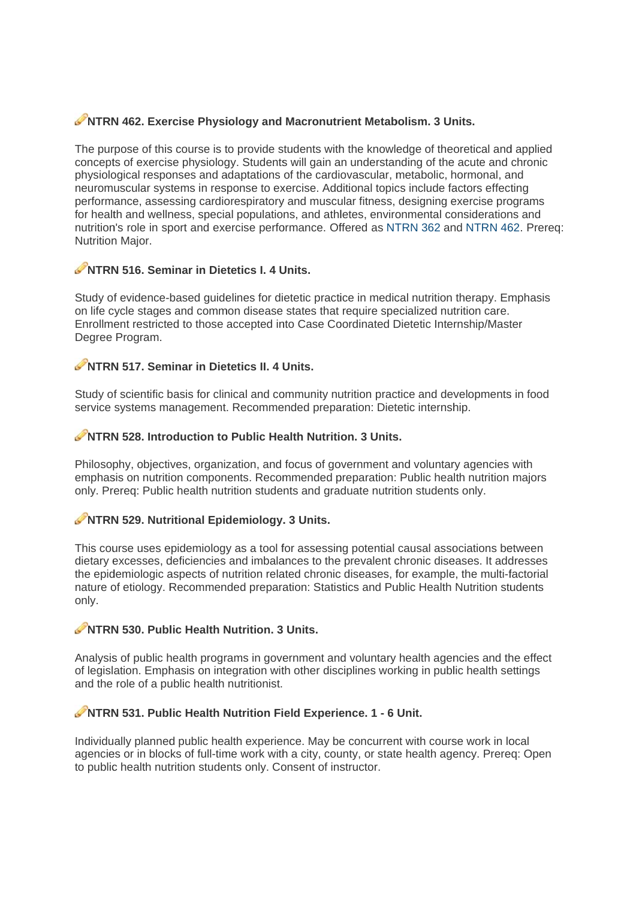### NTRN 462. Exercise Physiology and Macronutrient Metabolism. 3 Units.

The purpose of this course is to provide students with the knowledge of theoretical and applied concepts of exercise physiology. Students will gain an understanding of the acute and chronic physiological responses and adaptations of the cardiovascular, metabolic, hormonal, and neuromuscular systems in response to exercise. Additional topics include factors effecting performance, assessing cardiorespiratory and muscular fitness, designing exercise programs for health and wellness, special populations, and athletes, environmental considerations and nutrition's role in sport and exercise performance. Offered as NTRN 362 and NTRN 462. Prereq: Nutrition Major.

### NTRN 516. Seminar in Dietetics I. 4 Units.

Study of evidence-based guidelines for dietetic practice in medical nutrition therapy. Emphasis on life cycle stages and common disease states that require specialized nutrition care. Enrollment restricted to those accepted into Case Coordinated Dietetic Internship/Master Degree Program.

### NTRN 517. Seminar in Dietetics II. 4 Units.

Study of scientific basis for clinical and community nutrition practice and developments in food service systems management. Recommended preparation: Dietetic internship.

### NTRN 528. Introduction to Public Health Nutrition. 3 Units.

Philosophy, objectives, organization, and focus of government and voluntary agencies with emphasis on nutrition components. Recommended preparation: Public health nutrition majors only. Prereq: Public health nutrition students and graduate nutrition students only.

### NTRN 529. Nutritional Epidemiology. 3 Units.

This course uses epidemiology as a tool for assessing potential causal associations between dietary excesses, deficiencies and imbalances to the prevalent chronic diseases. It addresses the epidemiologic aspects of nutrition related chronic diseases, for example, the multi-factorial nature of etiology. Recommended preparation: Statistics and Public Health Nutrition students only.

### NTRN 530. Public Health Nutrition. 3 Units.

Analysis of public health programs in government and voluntary health agencies and the effect of legislation. Emphasis on integration with other disciplines working in public health settings and the role of a public health nutritionist.

### NTRN 531. Public Health Nutrition Field Experience. 1 - 6 Unit.

Individually planned public health experience. May be concurrent with course work in local agencies or in blocks of full-time work with a city, county, or state health agency. Prereq: Open to public health nutrition students only. Consent of instructor.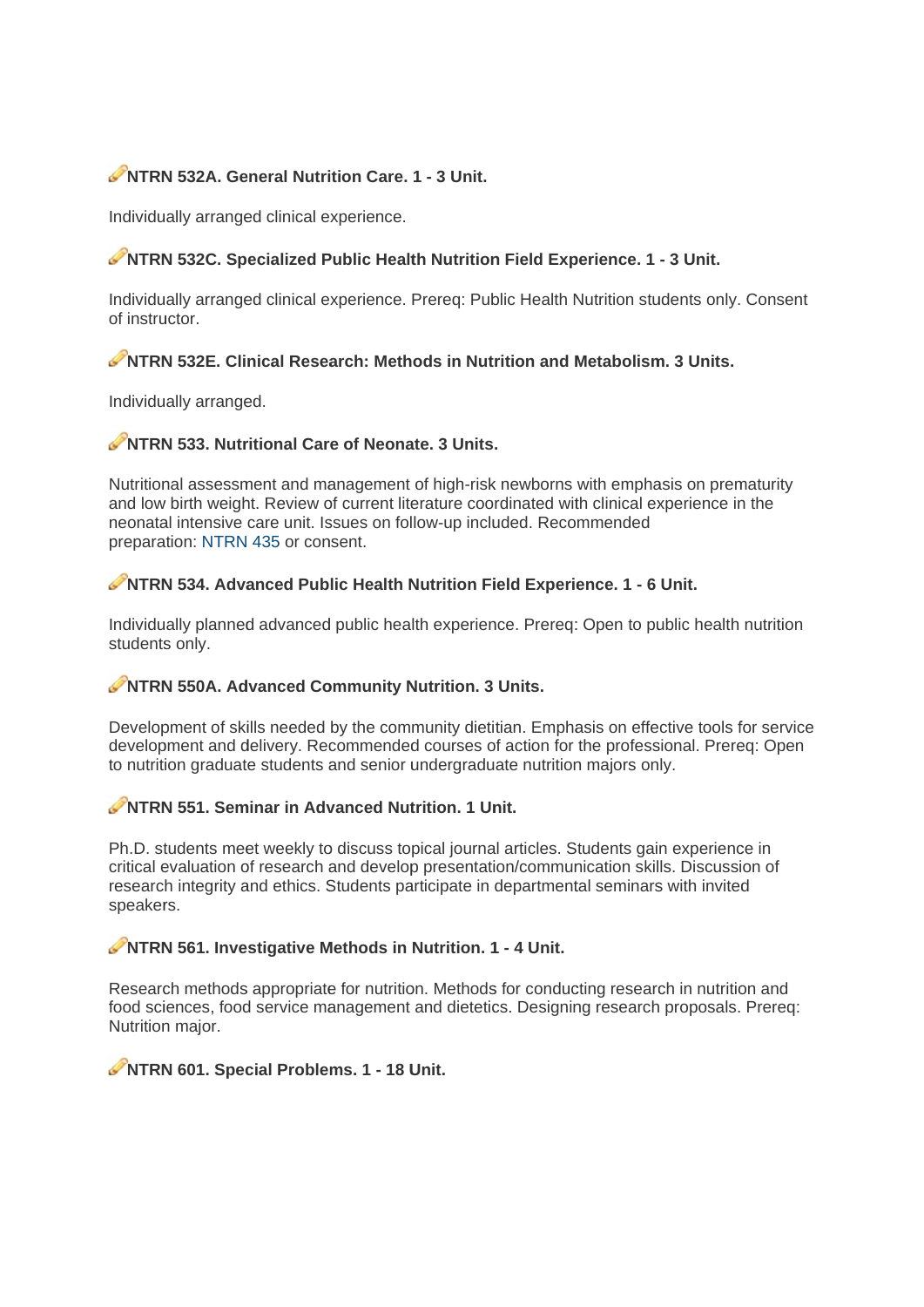**NTRN 532A. General Nutrition Care. 1 - 3 Unit.**

Individually arranged clinical experience.

**NTRN 532C. Specialized Public Health Nutrition Field Experience. 1 - 3 Unit.**

Individually arranged clinical experience. Prereq: Public Health Nutrition students only. Consent of instructor.

**NTRN 532E. Clinical Research: Methods in Nutrition and Metabolism. 3 Units.**

Individually arranged.

**NTRN 533. Nutritional Care of Neonate. 3 Units.**

Nutritional assessment and management of high-risk newborns with emphasis on prematurity and low birth weight. Review of current literature coordinated with clinical experience in the neonatal intensive care unit. Issues on follow-up included. Recommended preparation: NTRN 435 or consent.

**NTRN 534. Advanced Public Health Nutrition Field Experience. 1 - 6 Unit.**

Individually planned advanced public health experience. Prereq: Open to public health nutrition students only.

**NTRN 550A. Advanced Community Nutrition. 3 Units.**

Development of skills needed by the community dietitian. Emphasis on effective tools for service development and delivery. Recommended courses of action for the professional. Prereq: Open to nutrition graduate students and senior undergraduate nutrition majors only.

**NTRN 551. Seminar in Advanced Nutrition. 1 Unit.**

Ph.D. students meet weekly to discuss topical journal articles. Students gain experience in critical evaluation of research and develop presentation/communication skills. Discussion of research integrity and ethics. Students participate in departmental seminars with invited speakers.

**NTRN 561. Investigative Methods in Nutrition. 1 - 4 Unit.**

Research methods appropriate for nutrition. Methods for conducting research in nutrition and food sciences, food service management and dietetics. Designing research proposals. Prereq: Nutrition major.

**NTRN 601. Special Problems. 1 - 18 Unit.**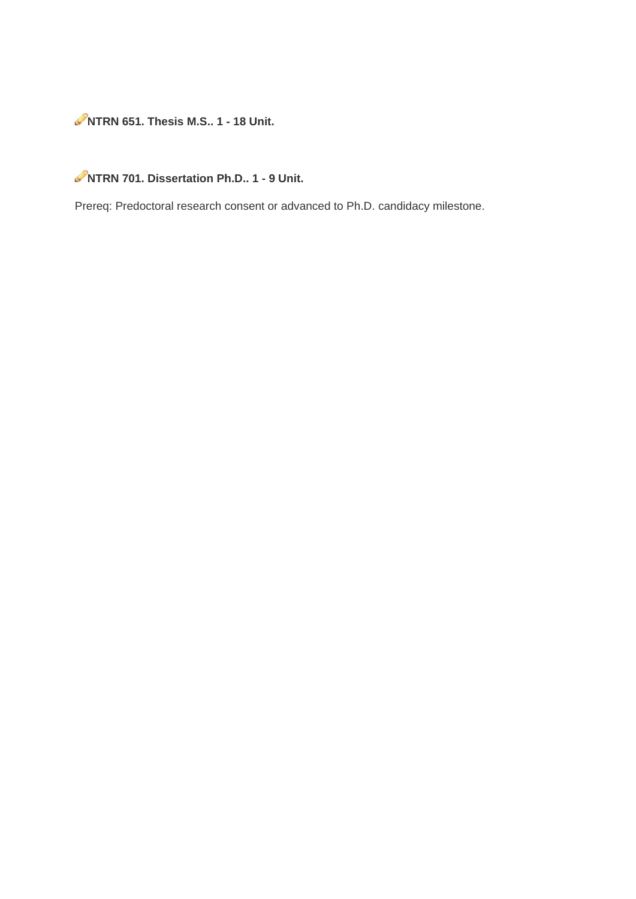**NTRN 651. Thesis M.S.. 1 - 18 Unit.**

**NTRN 701. Dissertation Ph.D.. 1 - 9 Unit.**

Prereq: Predoctoral research consent or advanced to Ph.D. candidacy milestone.